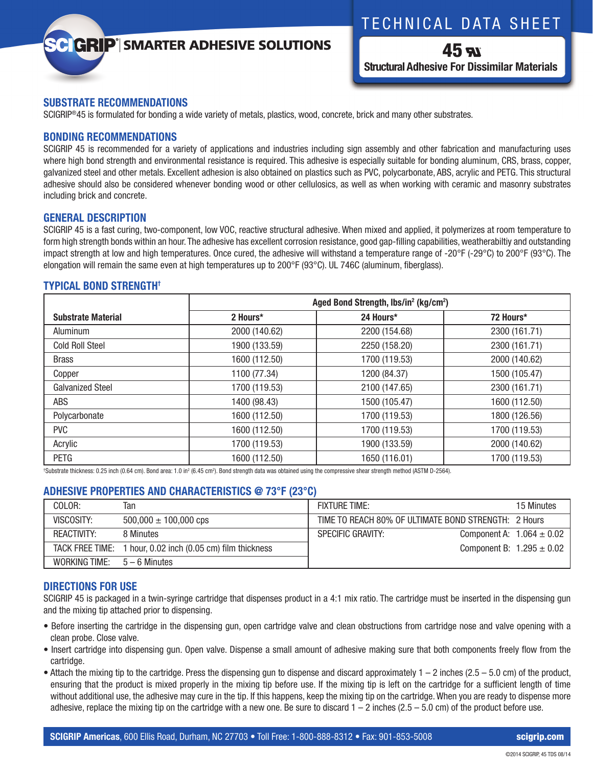# TECHNICAL DATA SHEET

## 45

**Structural Adhesive For Dissimilar Materials**

SCIGRIP® | SMARTER ADHESIVE SOLUTIONS

## SUBSTRATE RECOMMENDATIONS

SCIGRIP®45 is formulated for bonding a wide variety of metals, plastics, wood, concrete, brick and many other substrates.

## BONDING RECOMMENDATIONS

SCIGRIP 45 is recommended for a variety of applications and industries including sign assembly and other fabrication and manufacturing uses where high bond strength and environmental resistance is required. This adhesive is especially suitable for bonding aluminum, CRS, brass, copper, galvanized steel and other metals. Excellent adhesion is also obtained on plastics such as PVC, polycarbonate, ABS, acrylic and PETG. This structural adhesive should also be considered whenever bonding wood or other cellulosics, as well as when working with ceramic and masonry substrates including brick and concrete.

## GENERAL DESCRIPTION

SCIGRIP 45 is a fast curing, two-component, low VOC, reactive structural adhesive. When mixed and applied, it polymerizes at room temperature to form high strength bonds within an hour. The adhesive has excellent corrosion resistance, good gap-filling capabilities, weatherabiltiy and outstanding impact strength at low and high temperatures. Once cured, the adhesive will withstand a temperature range of -20°F (-29°C) to 200°F (93°C). The elongation will remain the same even at high temperatures up to 200°F (93°C). UL 746C (aluminum, fiberglass).

## TYPICAL BOND STRENGTH†

| Substrate Material | Aged Bond Strength, lbs/in² (kg/cm²) | | |
|---|---|---|---|
| | 2 Hours* | 24 Hours* | 72 Hours* |
| Aluminum | 2000 (140.62) | 2200 (154.68) | 2300 (161.71) |
| Cold Roll Steel | 1900 (133.59) | 2250 (158.20) | 2300 (161.71) |
| Brass | 1600 (112.50) | 1700 (119.53) | 2000 (140.62) |
| Copper | 1100 (77.34) | 1200 (84.37) | 1500 (105.47) |
| Galvanized Steel | 1700 (119.53) | 2100 (147.65) | 2300 (161.71) |
| ABS | 1400 (98.43) | 1500 (105.47) | 1600 (112.50) |
| Polycarbonate | 1600 (112.50) | 1700 (119.53) | 1800 (126.56) |
| PVC | 1600 (112.50) | 1700 (119.53) | 1700 (119.53) |
| Acrylic | 1700 (119.53) | 1900 (133.59) | 2000 (140.62) |
| PETG | 1600 (112.50) | 1650 (116.01) | 1700 (119.53) |

†Substrate thickness: 0.25 inch (0.64 cm). Bond area: 1.0 in² (6.45 cm²). Bond strength data was obtained using the compressive shear strength method (ASTM D-2564).

## ADHESIVE PROPERTIES AND CHARACTERISTICS @ 73°F (23°C)

| Property | Value | Property | Value |
|---|---|---|---|
| COLOR: | Tan | FIXTURE TIME: | 15 Minutes |
| VISCOSITY: | 500,000 ± 100,000 cps | TIME TO REACH 80% OF ULTIMATE BOND STRENGTH: | 2 Hours |
| REACTIVITY: | 8 Minutes | SPECIFIC GRAVITY: | Component A: 1.064 ± 0.02 |
| TACK FREE TIME: | 1 hour, 0.02 inch (0.05 cm) film thickness | | Component B: 1.295 ± 0.02 |
| WORKING TIME: | 5 – 6 Minutes | | |

## DIRECTIONS FOR USE

SCIGRIP 45 is packaged in a twin-syringe cartridge that dispenses product in a 4:1 mix ratio. The cartridge must be inserted in the dispensing gun and the mixing tip attached prior to dispensing.

- Before inserting the cartridge in the dispensing gun, open cartridge valve and clean obstructions from cartridge nose and valve opening with a clean probe. Close valve.
- Insert cartridge into dispensing gun. Open valve. Dispense a small amount of adhesive making sure that both components freely flow from the cartridge.
- Attach the mixing tip to the cartridge. Press the dispensing gun to dispense and discard approximately 1 – 2 inches (2.5 – 5.0 cm) of the product, ensuring that the product is mixed properly in the mixing tip before use. If the mixing tip is left on the cartridge for a sufficient length of time without additional use, the adhesive may cure in the tip. If this happens, keep the mixing tip on the cartridge. When you are ready to dispense more adhesive, replace the mixing tip on the cartridge with a new one. Be sure to discard 1 – 2 inches (2.5 – 5.0 cm) of the product before use.

**SCIGRIP Americas**, 600 Ellis Road, Durham, NC 27703 • Toll Free: 1-800-888-8312 • Fax: 901-853-5008 **scigrip.com**

©2014 SCIGRIP, 45 TDS 08/14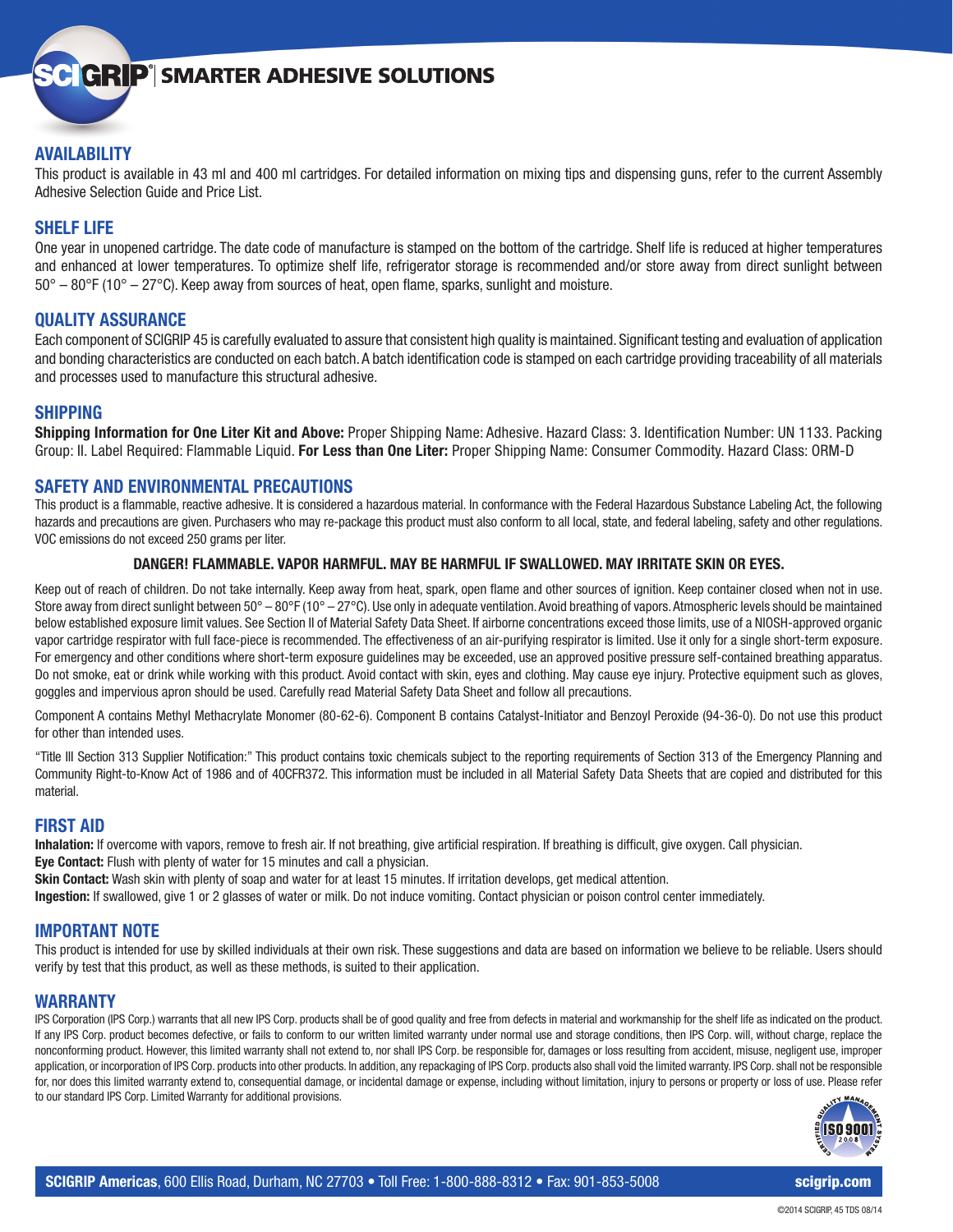SCIGRIP® | SMARTER ADHESIVE SOLUTIONS

## AVAILABILITY

This product is available in 43 ml and 400 ml cartridges. For detailed information on mixing tips and dispensing guns, refer to the current Assembly Adhesive Selection Guide and Price List.

## SHELF LIFE

One year in unopened cartridge. The date code of manufacture is stamped on the bottom of the cartridge. Shelf life is reduced at higher temperatures and enhanced at lower temperatures. To optimize shelf life, refrigerator storage is recommended and/or store away from direct sunlight between 50° – 80°F (10° – 27°C). Keep away from sources of heat, open flame, sparks, sunlight and moisture.

## QUALITY ASSURANCE

Each component of SCIGRIP 45 is carefully evaluated to assure that consistent high quality is maintained. Significant testing and evaluation of application and bonding characteristics are conducted on each batch. A batch identification code is stamped on each cartridge providing traceability of all materials and processes used to manufacture this structural adhesive.

## SHIPPING

**Shipping Information for One Liter Kit and Above:** Proper Shipping Name: Adhesive. Hazard Class: 3. Identification Number: UN 1133. Packing Group: II. Label Required: Flammable Liquid. **For Less than One Liter:** Proper Shipping Name: Consumer Commodity. Hazard Class: ORM-D

## SAFETY AND ENVIRONMENTAL PRECAUTIONS

This product is a flammable, reactive adhesive. It is considered a hazardous material. In conformance with the Federal Hazardous Substance Labeling Act, the following hazards and precautions are given. Purchasers who may re-package this product must also conform to all local, state, and federal labeling, safety and other regulations. VOC emissions do not exceed 250 grams per liter.

**DANGER! FLAMMABLE. VAPOR HARMFUL. MAY BE HARMFUL IF SWALLOWED. MAY IRRITATE SKIN OR EYES.**

Keep out of reach of children. Do not take internally. Keep away from heat, spark, open flame and other sources of ignition. Keep container closed when not in use. Store away from direct sunlight between 50° – 80°F (10° – 27°C). Use only in adequate ventilation. Avoid breathing of vapors. Atmospheric levels should be maintained below established exposure limit values. See Section II of Material Safety Data Sheet. If airborne concentrations exceed those limits, use of a NIOSH-approved organic vapor cartridge respirator with full face-piece is recommended. The effectiveness of an air-purifying respirator is limited. Use it only for a single short-term exposure. For emergency and other conditions where short-term exposure guidelines may be exceeded, use an approved positive pressure self-contained breathing apparatus. Do not smoke, eat or drink while working with this product. Avoid contact with skin, eyes and clothing. May cause eye injury. Protective equipment such as gloves, goggles and impervious apron should be used. Carefully read Material Safety Data Sheet and follow all precautions.

Component A contains Methyl Methacrylate Monomer (80-62-6). Component B contains Catalyst-Initiator and Benzoyl Peroxide (94-36-0). Do not use this product for other than intended uses.

"Title III Section 313 Supplier Notification:" This product contains toxic chemicals subject to the reporting requirements of Section 313 of the Emergency Planning and Community Right-to-Know Act of 1986 and of 40CFR372. This information must be included in all Material Safety Data Sheets that are copied and distributed for this material.

## FIRST AID

**Inhalation:** If overcome with vapors, remove to fresh air. If not breathing, give artificial respiration. If breathing is difficult, give oxygen. Call physician.
**Eye Contact:** Flush with plenty of water for 15 minutes and call a physician.
**Skin Contact:** Wash skin with plenty of soap and water for at least 15 minutes. If irritation develops, get medical attention.
**Ingestion:** If swallowed, give 1 or 2 glasses of water or milk. Do not induce vomiting. Contact physician or poison control center immediately.

## IMPORTANT NOTE

This product is intended for use by skilled individuals at their own risk. These suggestions and data are based on information we believe to be reliable. Users should verify by test that this product, as well as these methods, is suited to their application.

## WARRANTY

IPS Corporation (IPS Corp.) warrants that all new IPS Corp. products shall be of good quality and free from defects in material and workmanship for the shelf life as indicated on the product. If any IPS Corp. product becomes defective, or fails to conform to our written limited warranty under normal use and storage conditions, then IPS Corp. will, without charge, replace the nonconforming product. However, this limited warranty shall not extend to, nor shall IPS Corp. be responsible for, damages or loss resulting from accident, misuse, negligent use, improper application, or incorporation of IPS Corp. products into other products. In addition, any repackaging of IPS Corp. products also shall void the limited warranty. IPS Corp. shall not be responsible for, nor does this limited warranty extend to, consequential damage, or incidental damage or expense, including without limitation, injury to persons or property or loss of use. Please refer to our standard IPS Corp. Limited Warranty for additional provisions.

CERTIFIED QUALITY MANAGEMENT SYSTEM ISO 9001 2008

**SCIGRIP Americas**, 600 Ellis Road, Durham, NC 27703 • Toll Free: 1-800-888-8312 • Fax: 901-853-5008 **scigrip.com**

©2014 SCIGRIP, 45 TDS 08/14